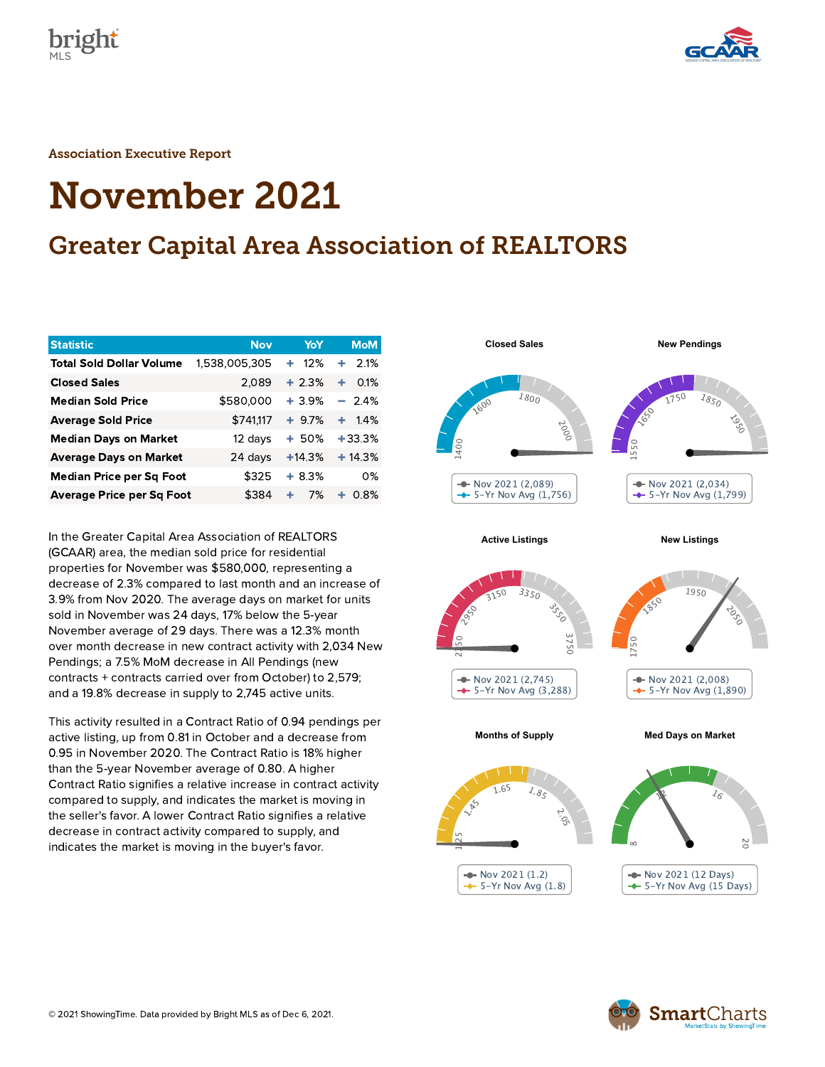Association Executive Report

# November 2021

## Greater Capital Area Association of REALTORS

| Statistic | Nov | YoY | MoM |
|---|---|---|---|
| Total Sold Dollar Volume | 1,538,005,305 | + 12% | + 2.1% |
| Closed Sales | 2,089 | + 2.3% | + 0.1% |
| Median Sold Price | $580,000 | + 3.9% | − 2.4% |
| Average Sold Price | $741,117 | + 9.7% | + 1.4% |
| Median Days on Market | 12 days | + 50% | +33.3% |
| Average Days on Market | 24 days | +14.3% | + 14.3% |
| Median Price per Sq Foot | $325 | + 8.3% | 0% |
| Average Price per Sq Foot | $384 | + 7% | + 0.8% |

In the Greater Capital Area Association of REALTORS (GCAAR) area, the median sold price for residential properties for November was $580,000, representing a decrease of 2.3% compared to last month and an increase of 3.9% from Nov 2020. The average days on market for units sold in November was 24 days, 17% below the 5-year November average of 29 days. There was a 12.3% month over month decrease in new contract activity with 2,034 New Pendings; a 7.5% MoM decrease in All Pendings (new contracts + contracts carried over from October) to 2,579; and a 19.8% decrease in supply to 2,745 active units.

This activity resulted in a Contract Ratio of 0.94 pendings per active listing, up from 0.81 in October and a decrease from 0.95 in November 2020. The Contract Ratio is 18% higher than the 5-year November average of 0.80. A higher Contract Ratio signifies a relative increase in contract activity compared to supply, and indicates the market is moving in the seller's favor. A lower Contract Ratio signifies a relative decrease in contract activity compared to supply, and indicates the market is moving in the buyer's favor.

**Closed Sales**
- Nov 2021 (2,089)
- 5-Yr Nov Avg (1,756)

**New Pendings**
- Nov 2021 (2,034)
- 5-Yr Nov Avg (1,799)

**Active Listings**
- Nov 2021 (2,745)
- 5-Yr Nov Avg (3,288)

**New Listings**
- Nov 2021 (2,008)
- 5-Yr Nov Avg (1,890)

**Months of Supply**
- Nov 2021 (1.2)
- 5-Yr Nov Avg (1.8)

**Med Days on Market**
- Nov 2021 (12 Days)
- 5-Yr Nov Avg (15 Days)

© 2021 ShowingTime. Data provided by Bright MLS as of Dec 6, 2021.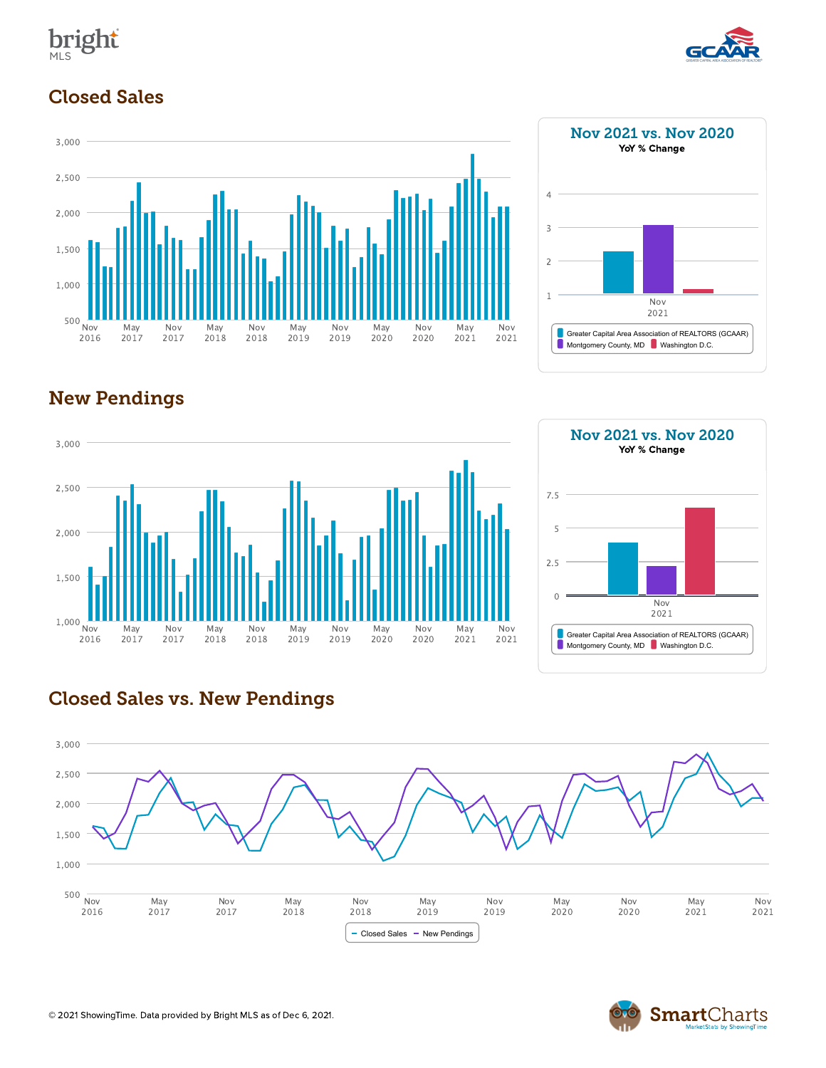## Closed Sales

Nov 2021 vs. Nov 2020

**YoY % Change**

Greater Capital Area Association of REALTORS (GCAAR) | Montgomery County, MD | Washington D.C.

## New Pendings

Nov 2021 vs. Nov 2020

**YoY % Change**

Greater Capital Area Association of REALTORS (GCAAR) | Montgomery County, MD | Washington D.C.

## Closed Sales vs. New Pendings

Closed Sales | New Pendings

© 2021 ShowingTime. Data provided by Bright MLS as of Dec 6, 2021.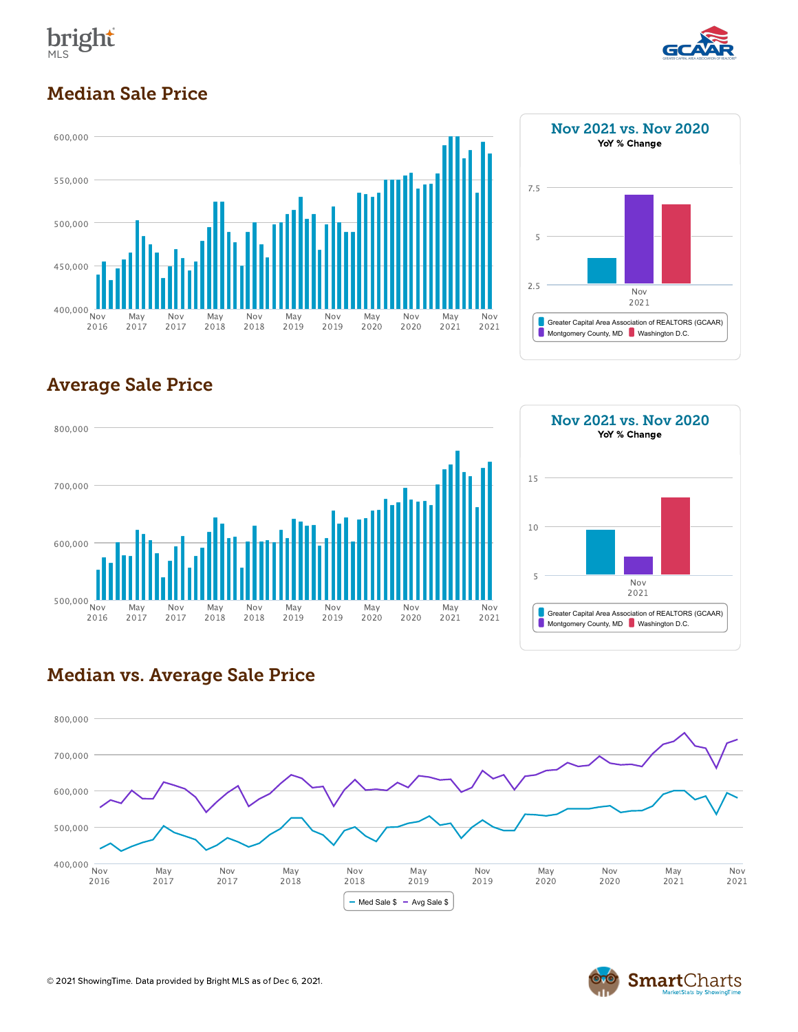## Median Sale Price

600,000
550,000
500,000
450,000
400,000

Nov 2016 | May 2017 | Nov 2017 | May 2018 | Nov 2018 | May 2019 | Nov 2019 | May 2020 | Nov 2020 | May 2021 | Nov 2021

### Nov 2021 vs. Nov 2020

**YoY % Change**

7.5
5
2.5

Nov 2021

Greater Capital Area Association of REALTORS (GCAAR) | Montgomery County, MD | Washington D.C.

## Average Sale Price

800,000
700,000
600,000
500,000

Nov 2016 | May 2017 | Nov 2017 | May 2018 | Nov 2018 | May 2019 | Nov 2019 | May 2020 | Nov 2020 | May 2021 | Nov 2021

### Nov 2021 vs. Nov 2020

**YoY % Change**

15
10
5

Nov 2021

Greater Capital Area Association of REALTORS (GCAAR) | Montgomery County, MD | Washington D.C.

## Median vs. Average Sale Price

800,000
700,000
600,000
500,000
400,000

Nov 2016 | May 2017 | Nov 2017 | May 2018 | Nov 2018 | May 2019 | Nov 2019 | May 2020 | Nov 2020 | May 2021 | Nov 2021

Med Sale $ | Avg Sale $

© 2021 ShowingTime. Data provided by Bright MLS as of Dec 6, 2021.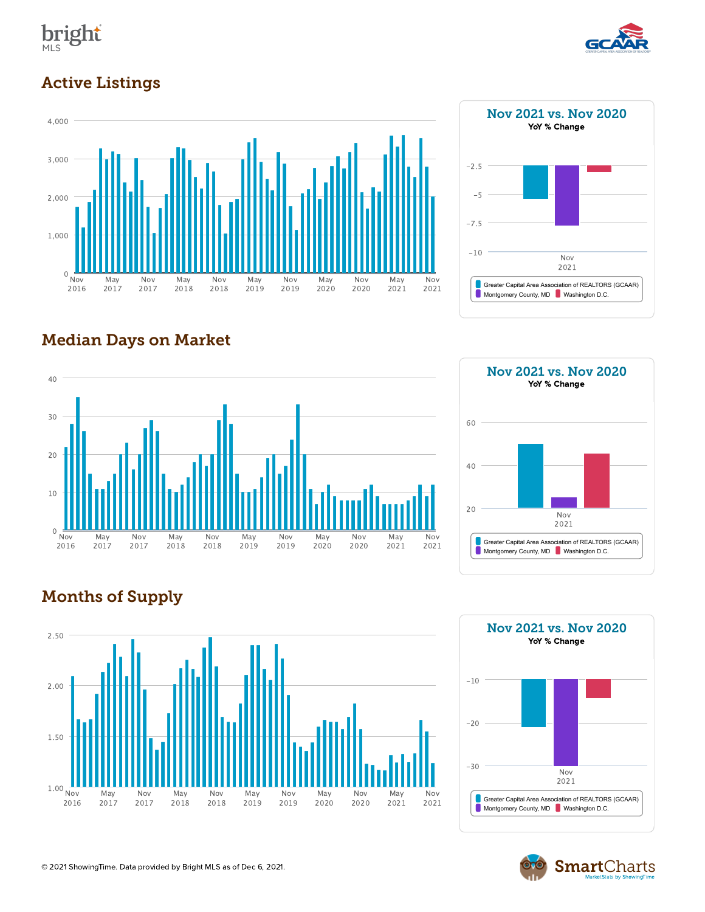## Active Listings

4,000
3,000
2,000
1,000
0

Nov 2016 May 2017 Nov 2017 May 2018 Nov 2018 May 2019 Nov 2019 May 2020 Nov 2020 May 2021 Nov 2021

**Nov 2021 vs. Nov 2020**
**YoY % Change**

-2.5
-5
-7.5
-10

Nov 2021

Greater Capital Area Association of REALTORS (GCAAR)
Montgomery County, MD
Washington D.C.

## Median Days on Market

40
30
20
10
0

Nov 2016 May 2017 Nov 2017 May 2018 Nov 2018 May 2019 Nov 2019 May 2020 Nov 2020 May 2021 Nov 2021

**Nov 2021 vs. Nov 2020**
**YoY % Change**

60
40
20

Nov 2021

Greater Capital Area Association of REALTORS (GCAAR)
Montgomery County, MD
Washington D.C.

## Months of Supply

2.50
2.00
1.50
1.00

Nov 2016 May 2017 Nov 2017 May 2018 Nov 2018 May 2019 Nov 2019 May 2020 Nov 2020 May 2021 Nov 2021

**Nov 2021 vs. Nov 2020**
**YoY % Change**

-10
-20
-30

Nov 2021

Greater Capital Area Association of REALTORS (GCAAR)
Montgomery County, MD
Washington D.C.

© 2021 ShowingTime. Data provided by Bright MLS as of Dec 6, 2021.